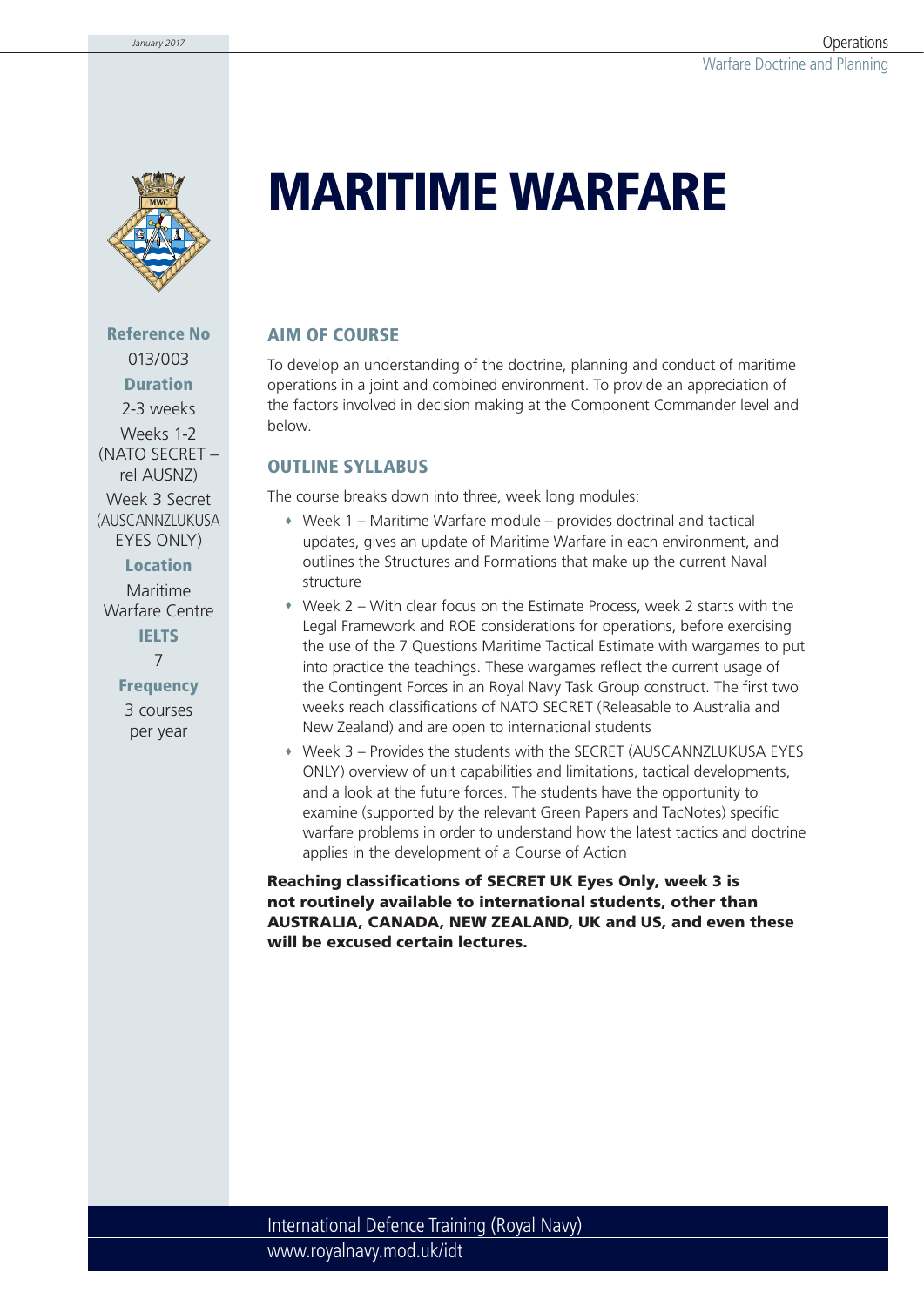# MARITIME WARFARE

**Reference No**
013/003

**Duration**
2-3 weeks

Weeks 1-2 (NATO SECRET – rel AUSNZ)

Week 3 Secret (AUSCANNZLUKUSA EYES ONLY)

**Location**
Maritime Warfare Centre

**IELTS**
7

**Frequency**
3 courses per year

## AIM OF COURSE

To develop an understanding of the doctrine, planning and conduct of maritime operations in a joint and combined environment. To provide an appreciation of the factors involved in decision making at the Component Commander level and below.

## OUTLINE SYLLABUS

The course breaks down into three, week long modules:

- Week 1 – Maritime Warfare module – provides doctrinal and tactical updates, gives an update of Maritime Warfare in each environment, and outlines the Structures and Formations that make up the current Naval structure
- Week 2 – With clear focus on the Estimate Process, week 2 starts with the Legal Framework and ROE considerations for operations, before exercising the use of the 7 Questions Maritime Tactical Estimate with wargames to put into practice the teachings. These wargames reflect the current usage of the Contingent Forces in an Royal Navy Task Group construct. The first two weeks reach classifications of NATO SECRET (Releasable to Australia and New Zealand) and are open to international students
- Week 3 – Provides the students with the SECRET (AUSCANNZLUKUSA EYES ONLY) overview of unit capabilities and limitations, tactical developments, and a look at the future forces. The students have the opportunity to examine (supported by the relevant Green Papers and TacNotes) specific warfare problems in order to understand how the latest tactics and doctrine applies in the development of a Course of Action

**Reaching classifications of SECRET UK Eyes Only, week 3 is not routinely available to international students, other than AUSTRALIA, CANADA, NEW ZEALAND, UK and US, and even these will be excused certain lectures.**

International Defence Training (Royal Navy)
www.royalnavy.mod.uk/idt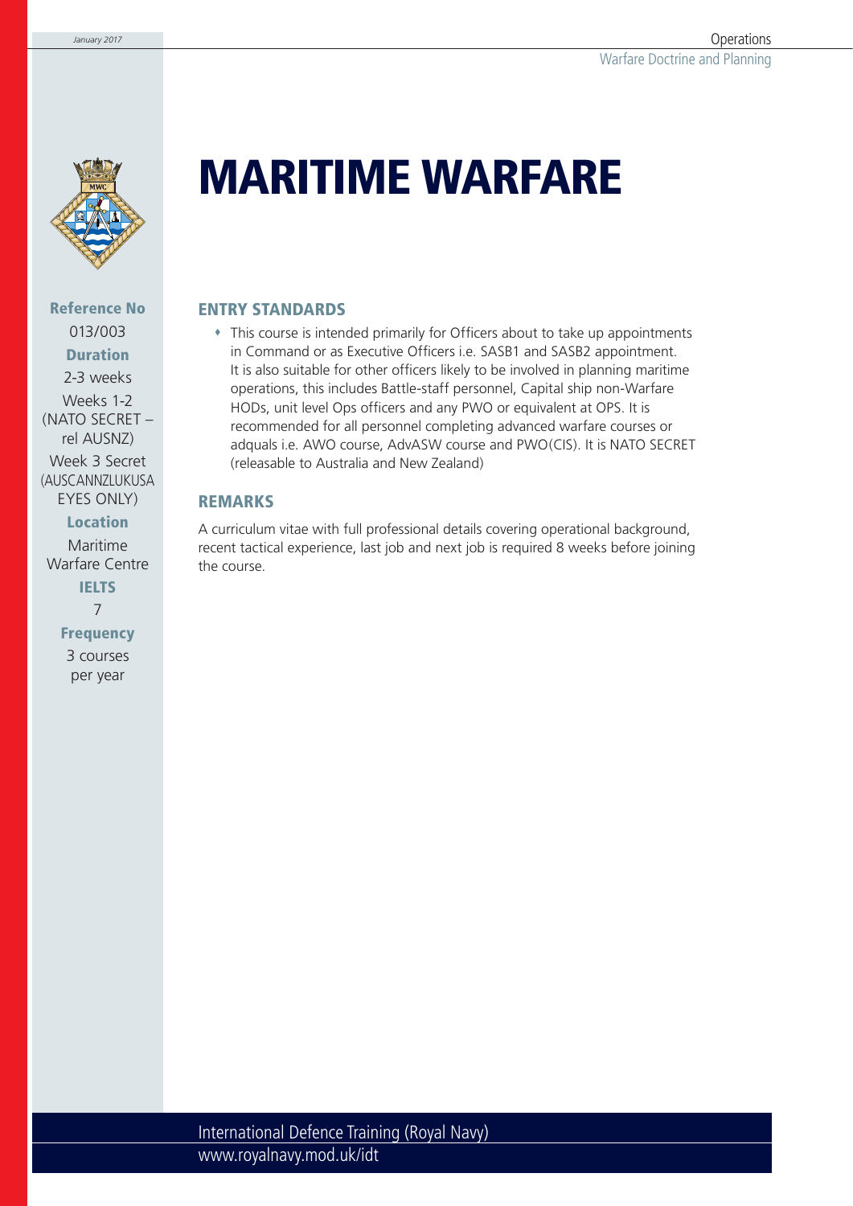# MARITIME WARFARE

**Reference No**
013/003

**Duration**
2-3 weeks

Weeks 1-2 (NATO SECRET – rel AUSNZ)

Week 3 Secret (AUSCANNZLUKUSA EYES ONLY)

**Location**
Maritime Warfare Centre

**IELTS**
7

**Frequency**
3 courses per year

## ENTRY STANDARDS

- This course is intended primarily for Officers about to take up appointments in Command or as Executive Officers i.e. SASB1 and SASB2 appointment. It is also suitable for other officers likely to be involved in planning maritime operations, this includes Battle-staff personnel, Capital ship non-Warfare HODs, unit level Ops officers and any PWO or equivalent at OPS. It is recommended for all personnel completing advanced warfare courses or adquals i.e. AWO course, AdvASW course and PWO(CIS). It is NATO SECRET (releasable to Australia and New Zealand)

## REMARKS

A curriculum vitae with full professional details covering operational background, recent tactical experience, last job and next job is required 8 weeks before joining the course.